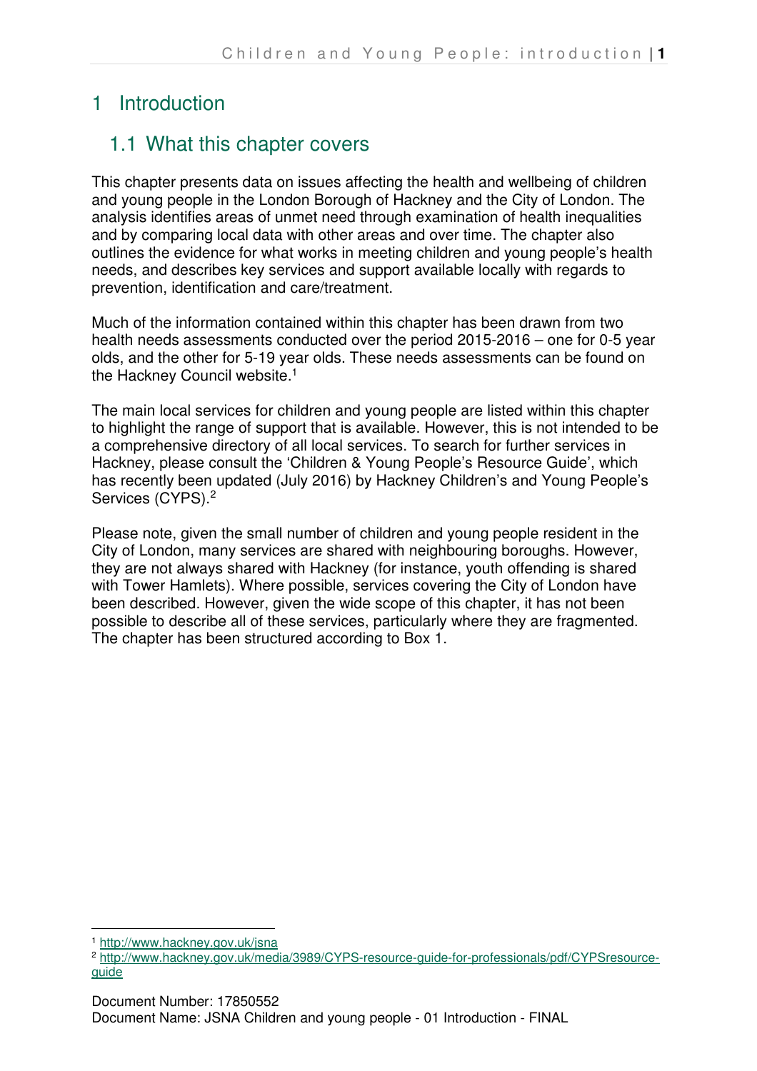# 1 Introduction

## 1.1 What this chapter covers

This chapter presents data on issues affecting the health and wellbeing of children and young people in the London Borough of Hackney and the City of London. The analysis identifies areas of unmet need through examination of health inequalities and by comparing local data with other areas and over time. The chapter also outlines the evidence for what works in meeting children and young people's health needs, and describes key services and support available locally with regards to prevention, identification and care/treatment.

Much of the information contained within this chapter has been drawn from two health needs assessments conducted over the period 2015-2016 – one for 0-5 year olds, and the other for 5-19 year olds. These needs assessments can be found on the Hackney Council website.[1]

The main local services for children and young people are listed within this chapter to highlight the range of support that is available. However, this is not intended to be a comprehensive directory of all local services. To search for further services in Hackney, please consult the 'Children & Young People's Resource Guide', which has recently been updated (July 2016) by Hackney Children's and Young People's Services (CYPS).[2]

Please note, given the small number of children and young people resident in the City of London, many services are shared with neighbouring boroughs. However, they are not always shared with Hackney (for instance, youth offending is shared with Tower Hamlets). Where possible, services covering the City of London have been described. However, given the wide scope of this chapter, it has not been possible to describe all of these services, particularly where they are fragmented. The chapter has been structured according to Box 1.

---

[1] http://www.hackney.gov.uk/jsna

[2] http://www.hackney.gov.uk/media/3989/CYPS-resource-guide-for-professionals/pdf/CYPSresource-guide

Document Number: 17850552
Document Name: JSNA Children and young people - 01 Introduction - FINAL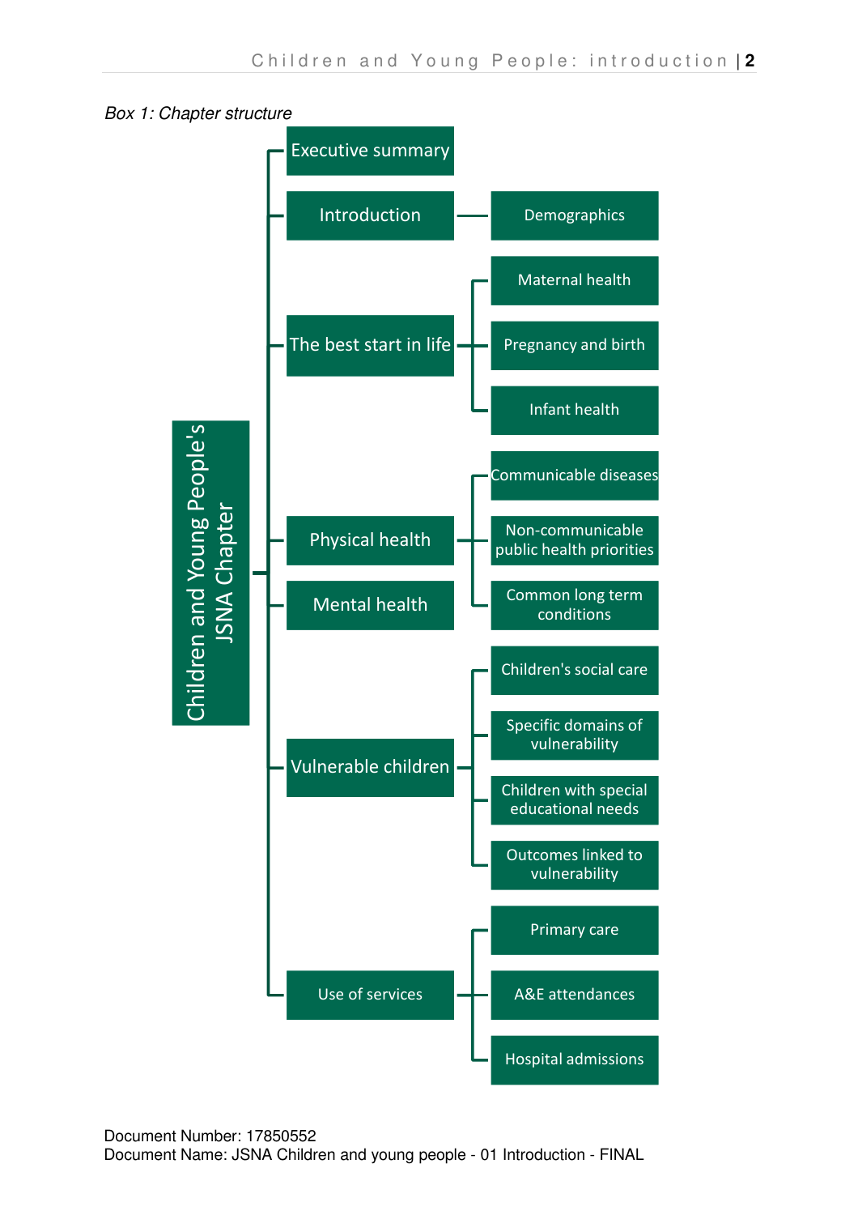*Box 1: Chapter structure*

- **Children and Young People's JSNA Chapter**
  - Executive summary
  - Introduction
    - Demographics
  - The best start in life
    - Maternal health
    - Pregnancy and birth
    - Infant health
  - Physical health
  - Mental health
    - Communicable diseases
    - Non-communicable public health priorities
    - Common long term conditions
  - Vulnerable children
    - Children's social care
    - Specific domains of vulnerability
    - Children with special educational needs
    - Outcomes linked to vulnerability
  - Use of services
    - Primary care
    - A&E attendances
    - Hospital admissions

Document Number: 17850552
Document Name: JSNA Children and young people - 01 Introduction - FINAL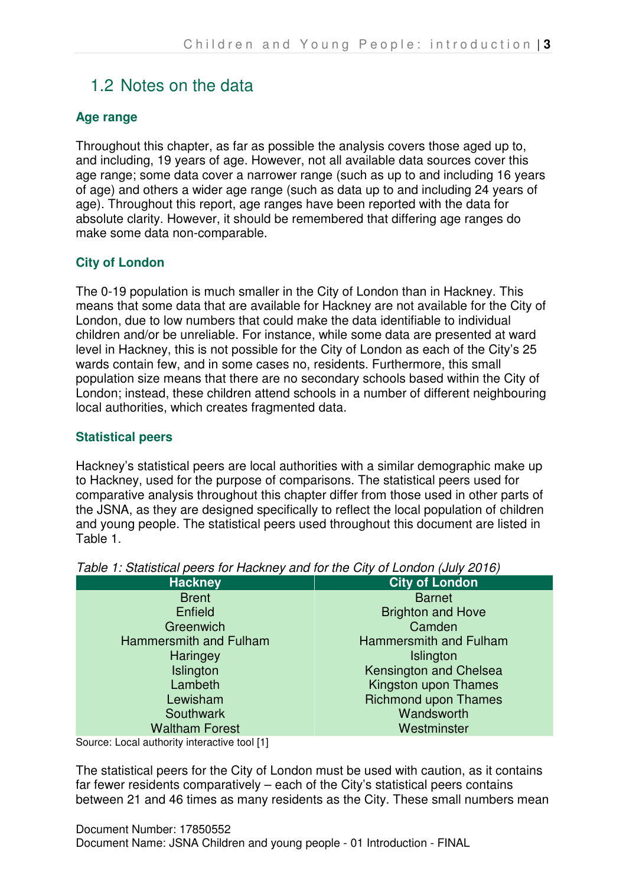## 1.2 Notes on the data

### Age range

Throughout this chapter, as far as possible the analysis covers those aged up to, and including, 19 years of age. However, not all available data sources cover this age range; some data cover a narrower range (such as up to and including 16 years of age) and others a wider age range (such as data up to and including 24 years of age). Throughout this report, age ranges have been reported with the data for absolute clarity. However, it should be remembered that differing age ranges do make some data non-comparable.

### City of London

The 0-19 population is much smaller in the City of London than in Hackney. This means that some data that are available for Hackney are not available for the City of London, due to low numbers that could make the data identifiable to individual children and/or be unreliable. For instance, while some data are presented at ward level in Hackney, this is not possible for the City of London as each of the City's 25 wards contain few, and in some cases no, residents. Furthermore, this small population size means that there are no secondary schools based within the City of London; instead, these children attend schools in a number of different neighbouring local authorities, which creates fragmented data.

### Statistical peers

Hackney's statistical peers are local authorities with a similar demographic make up to Hackney, used for the purpose of comparisons. The statistical peers used for comparative analysis throughout this chapter differ from those used in other parts of the JSNA, as they are designed specifically to reflect the local population of children and young people. The statistical peers used throughout this document are listed in Table 1.

*Table 1: Statistical peers for Hackney and for the City of London (July 2016)*

| Hackney | City of London |
|---|---|
| Brent | Barnet |
| Enfield | Brighton and Hove |
| Greenwich | Camden |
| Hammersmith and Fulham | Hammersmith and Fulham |
| Haringey | Islington |
| Islington | Kensington and Chelsea |
| Lambeth | Kingston upon Thames |
| Lewisham | Richmond upon Thames |
| Southwark | Wandsworth |
| Waltham Forest | Westminster |

Source: Local authority interactive tool [1]

The statistical peers for the City of London must be used with caution, as it contains far fewer residents comparatively – each of the City's statistical peers contains between 21 and 46 times as many residents as the City. These small numbers mean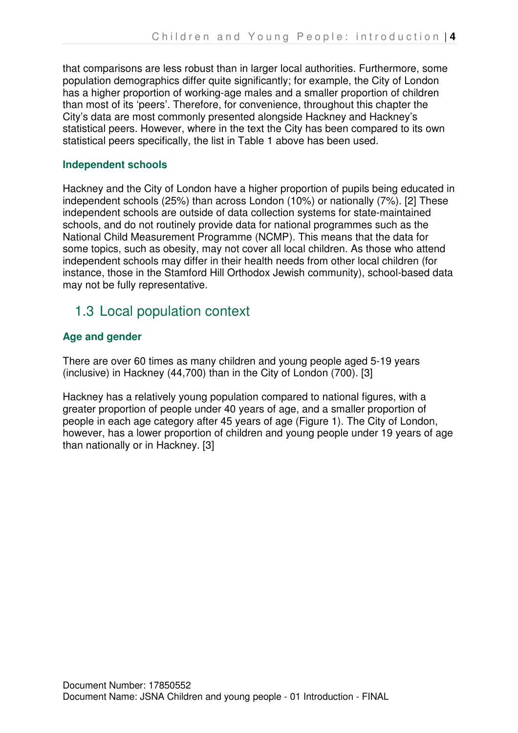that comparisons are less robust than in larger local authorities. Furthermore, some population demographics differ quite significantly; for example, the City of London has a higher proportion of working-age males and a smaller proportion of children than most of its 'peers'. Therefore, for convenience, throughout this chapter the City's data are most commonly presented alongside Hackney and Hackney's statistical peers. However, where in the text the City has been compared to its own statistical peers specifically, the list in Table 1 above has been used.

### Independent schools

Hackney and the City of London have a higher proportion of pupils being educated in independent schools (25%) than across London (10%) or nationally (7%). [2] These independent schools are outside of data collection systems for state-maintained schools, and do not routinely provide data for national programmes such as the National Child Measurement Programme (NCMP). This means that the data for some topics, such as obesity, may not cover all local children. As those who attend independent schools may differ in their health needs from other local children (for instance, those in the Stamford Hill Orthodox Jewish community), school-based data may not be fully representative.

## 1.3 Local population context

### Age and gender

There are over 60 times as many children and young people aged 5-19 years (inclusive) in Hackney (44,700) than in the City of London (700). [3]

Hackney has a relatively young population compared to national figures, with a greater proportion of people under 40 years of age, and a smaller proportion of people in each age category after 45 years of age (Figure 1). The City of London, however, has a lower proportion of children and young people under 19 years of age than nationally or in Hackney. [3]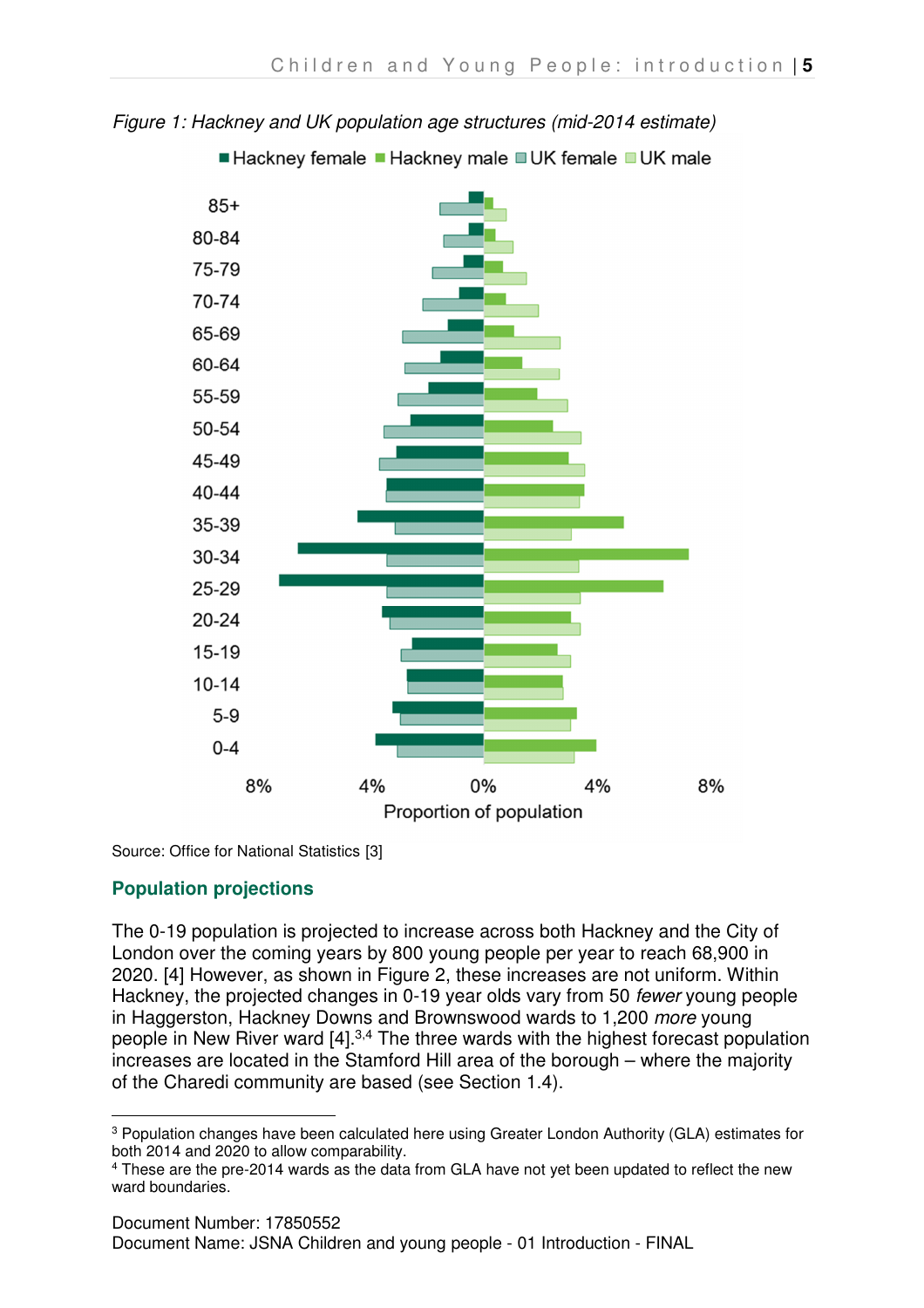*Figure 1: Hackney and UK population age structures (mid-2014 estimate)*

Source: Office for National Statistics [3]

### Population projections

The 0-19 population is projected to increase across both Hackney and the City of London over the coming years by 800 young people per year to reach 68,900 in 2020. [4] However, as shown in Figure 2, these increases are not uniform. Within Hackney, the projected changes in 0-19 year olds vary from 50 *fewer* young people in Haggerston, Hackney Downs and Brownswood wards to 1,200 *more* young people in New River ward [4].[3,4] The three wards with the highest forecast population increases are located in the Stamford Hill area of the borough – where the majority of the Charedi community are based (see Section 1.4).

---

[3] Population changes have been calculated here using Greater London Authority (GLA) estimates for both 2014 and 2020 to allow comparability.

[4] These are the pre-2014 wards as the data from GLA have not yet been updated to reflect the new ward boundaries.

Document Number: 17850552
Document Name: JSNA Children and young people - 01 Introduction - FINAL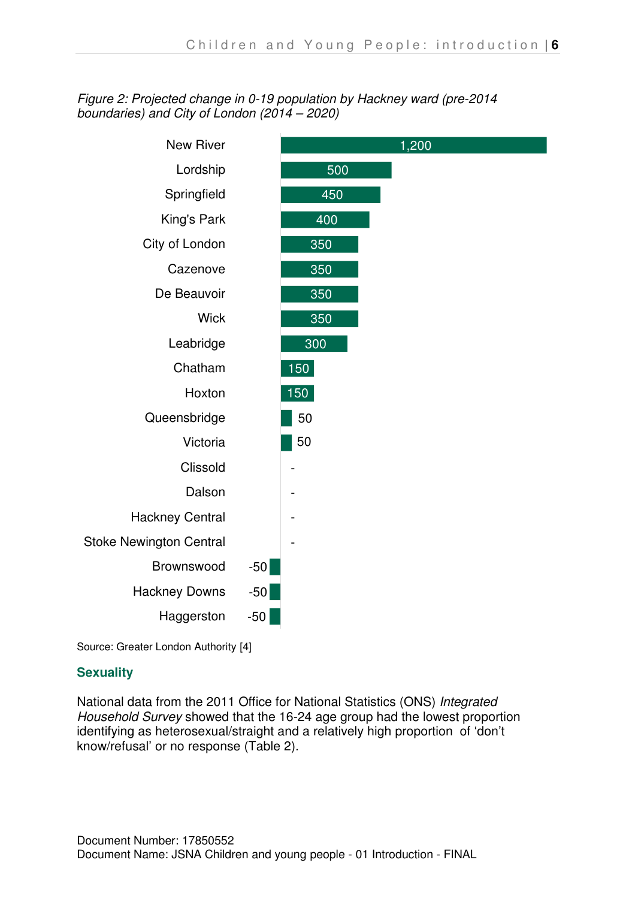*Figure 2: Projected change in 0-19 population by Hackney ward (pre-2014 boundaries) and City of London (2014 – 2020)*

| Ward | Projected change |
|---|---|
| New River | 1,200 |
| Lordship | 500 |
| Springfield | 450 |
| King's Park | 400 |
| City of London | 350 |
| Cazenove | 350 |
| De Beauvoir | 350 |
| Wick | 350 |
| Leabridge | 300 |
| Chatham | 150 |
| Hoxton | 150 |
| Queensbridge | 50 |
| Victoria | 50 |
| Clissold | - |
| Dalson | - |
| Hackney Central | - |
| Stoke Newington Central | - |
| Brownswood | -50 |
| Hackney Downs | -50 |
| Haggerston | -50 |

Source: Greater London Authority [4]

## Sexuality

National data from the 2011 Office for National Statistics (ONS) *Integrated Household Survey* showed that the 16-24 age group had the lowest proportion identifying as heterosexual/straight and a relatively high proportion of 'don't know/refusal' or no response (Table 2).

Document Number: 17850552
Document Name: JSNA Children and young people - 01 Introduction - FINAL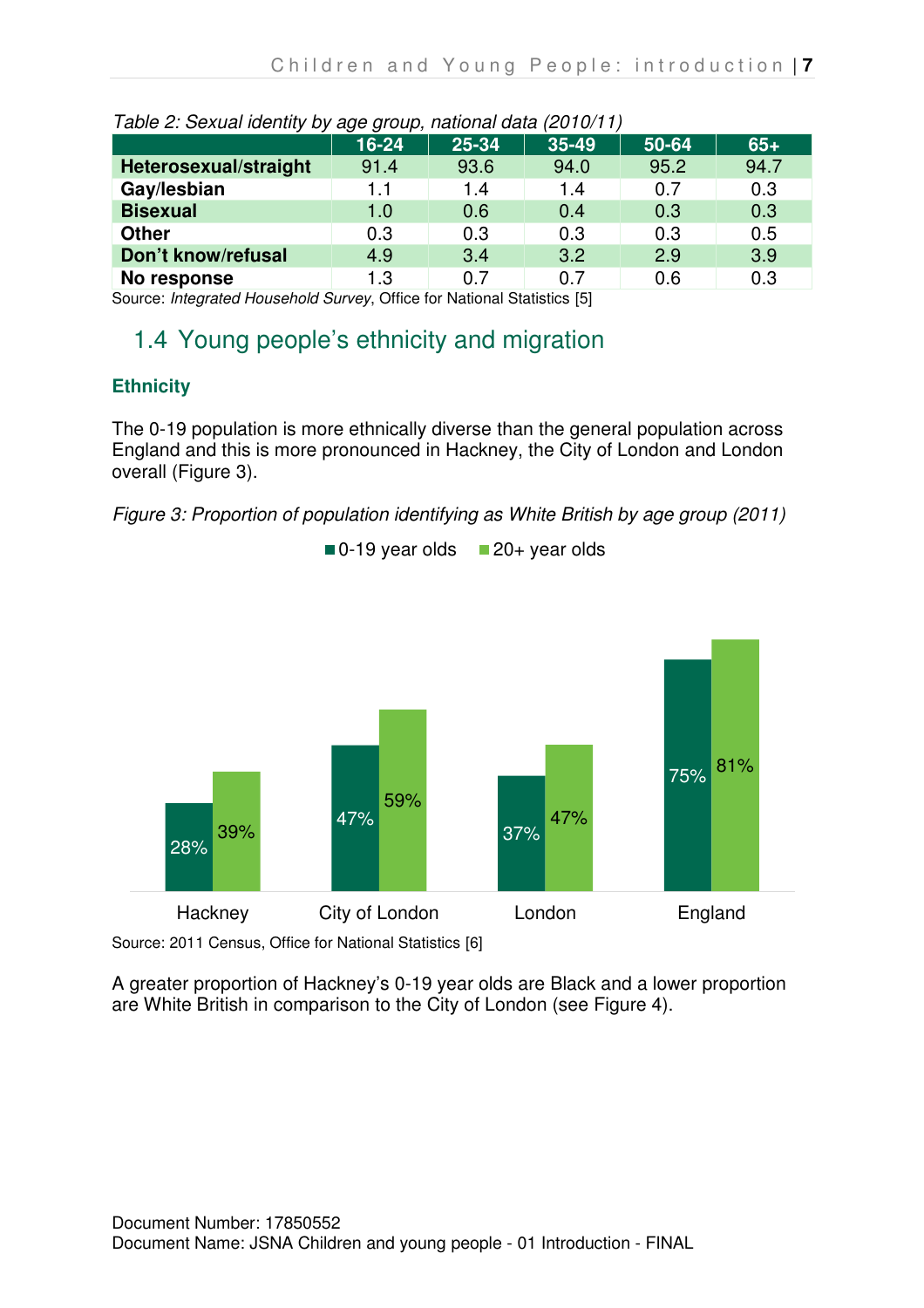*Table 2: Sexual identity by age group, national data (2010/11)*

| | 16-24 | 25-34 | 35-49 | 50-64 | 65+ |
|---|---|---|---|---|---|
| **Heterosexual/straight** | 91.4 | 93.6 | 94.0 | 95.2 | 94.7 |
| **Gay/lesbian** | 1.1 | 1.4 | 1.4 | 0.7 | 0.3 |
| **Bisexual** | 1.0 | 0.6 | 0.4 | 0.3 | 0.3 |
| **Other** | 0.3 | 0.3 | 0.3 | 0.3 | 0.5 |
| **Don't know/refusal** | 4.9 | 3.4 | 3.2 | 2.9 | 3.9 |
| **No response** | 1.3 | 0.7 | 0.7 | 0.6 | 0.3 |

Source: *Integrated Household Survey*, Office for National Statistics [5]

## 1.4 Young people's ethnicity and migration

### Ethnicity

The 0-19 population is more ethnically diverse than the general population across England and this is more pronounced in Hackney, the City of London and London overall (Figure 3).

*Figure 3: Proportion of population identifying as White British by age group (2011)*

| | 0-19 year olds | 20+ year olds |
|---|---|---|
| Hackney | 28% | 39% |
| City of London | 47% | 59% |
| London | 37% | 47% |
| England | 75% | 81% |

Source: 2011 Census, Office for National Statistics [6]

A greater proportion of Hackney's 0-19 year olds are Black and a lower proportion are White British in comparison to the City of London (see Figure 4).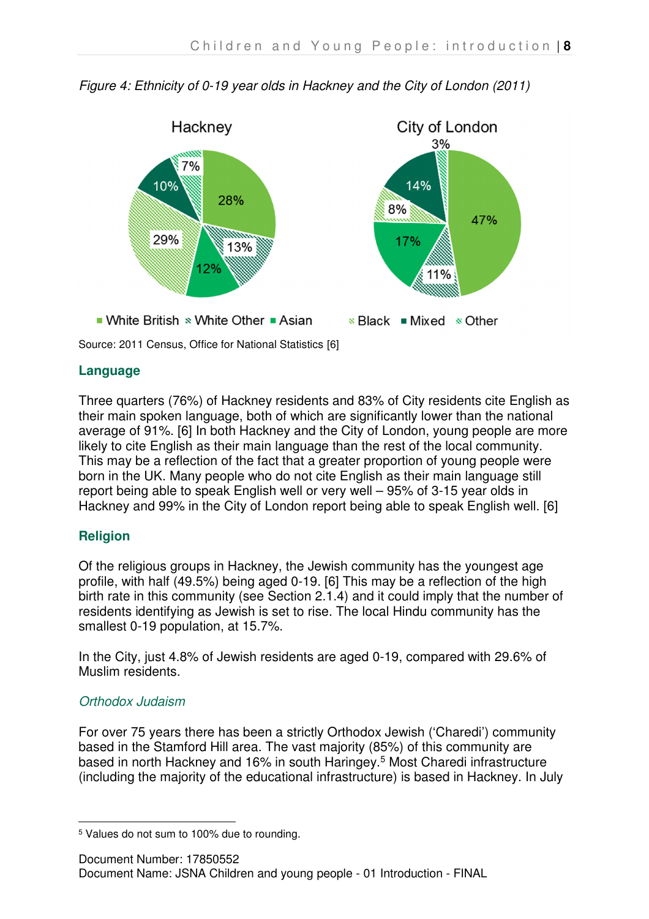*Figure 4: Ethnicity of 0-19 year olds in Hackney and the City of London (2011)*

Source: 2011 Census, Office for National Statistics [6]

## Language

Three quarters (76%) of Hackney residents and 83% of City residents cite English as their main spoken language, both of which are significantly lower than the national average of 91%. [6] In both Hackney and the City of London, young people are more likely to cite English as their main language than the rest of the local community. This may be a reflection of the fact that a greater proportion of young people were born in the UK. Many people who do not cite English as their main language still report being able to speak English well or very well – 95% of 3-15 year olds in Hackney and 99% in the City of London report being able to speak English well. [6]

## Religion

Of the religious groups in Hackney, the Jewish community has the youngest age profile, with half (49.5%) being aged 0-19. [6] This may be a reflection of the high birth rate in this community (see Section 2.1.4) and it could imply that the number of residents identifying as Jewish is set to rise. The local Hindu community has the smallest 0-19 population, at 15.7%.

In the City, just 4.8% of Jewish residents are aged 0-19, compared with 29.6% of Muslim residents.

### *Orthodox Judaism*

For over 75 years there has been a strictly Orthodox Jewish ('Charedi') community based in the Stamford Hill area. The vast majority (85%) of this community are based in north Hackney and 16% in south Haringey.[5] Most Charedi infrastructure (including the majority of the educational infrastructure) is based in Hackney. In July

[5] Values do not sum to 100% due to rounding.

Document Number: 17850552
Document Name: JSNA Children and young people - 01 Introduction - FINAL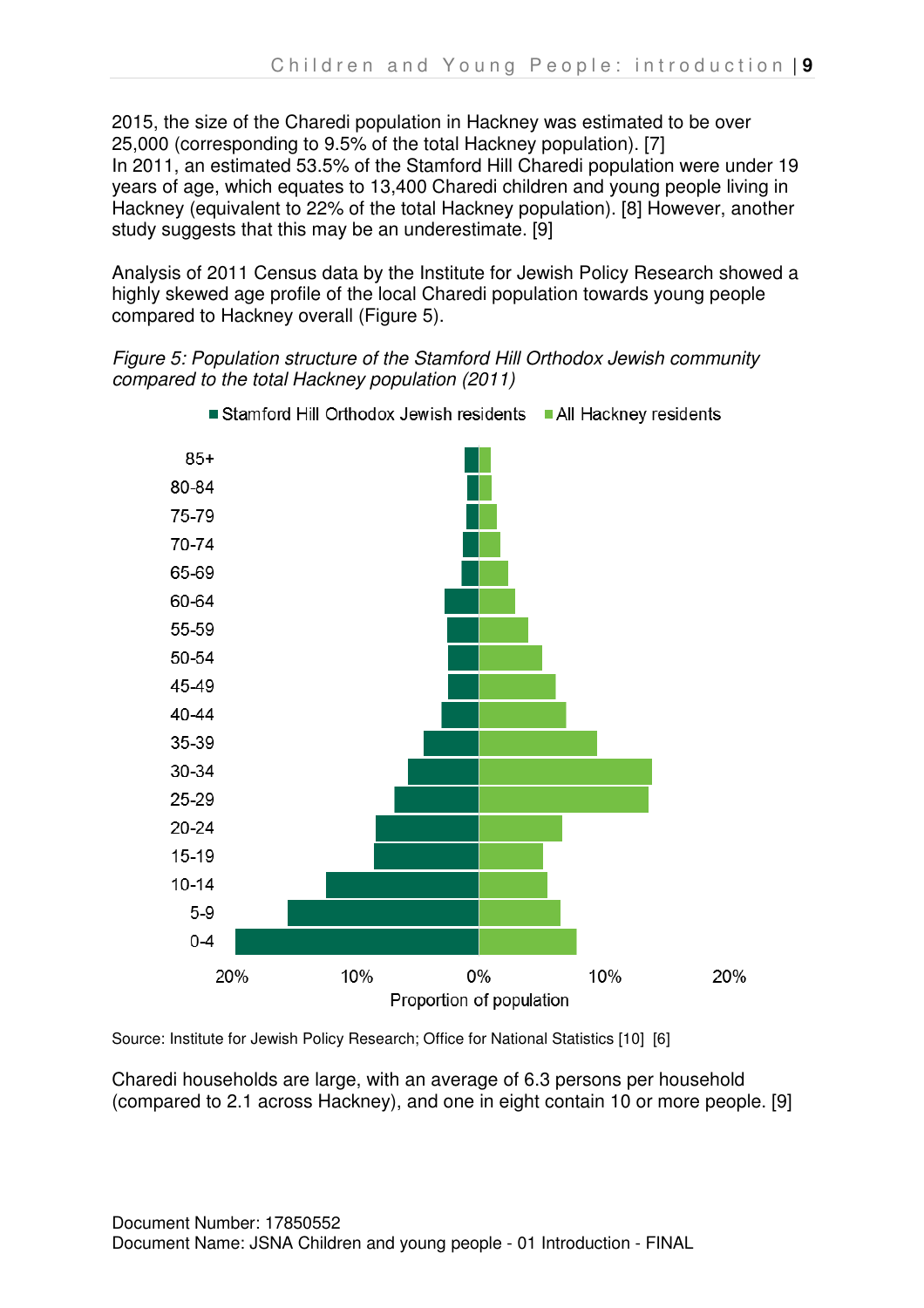2015, the size of the Charedi population in Hackney was estimated to be over 25,000 (corresponding to 9.5% of the total Hackney population). [7]
In 2011, an estimated 53.5% of the Stamford Hill Charedi population were under 19 years of age, which equates to 13,400 Charedi children and young people living in Hackney (equivalent to 22% of the total Hackney population). [8] However, another study suggests that this may be an underestimate. [9]

Analysis of 2011 Census data by the Institute for Jewish Policy Research showed a highly skewed age profile of the local Charedi population towards young people compared to Hackney overall (Figure 5).

*Figure 5: Population structure of the Stamford Hill Orthodox Jewish community compared to the total Hackney population (2011)*

Source: Institute for Jewish Policy Research; Office for National Statistics [10] [6]

Charedi households are large, with an average of 6.3 persons per household (compared to 2.1 across Hackney), and one in eight contain 10 or more people. [9]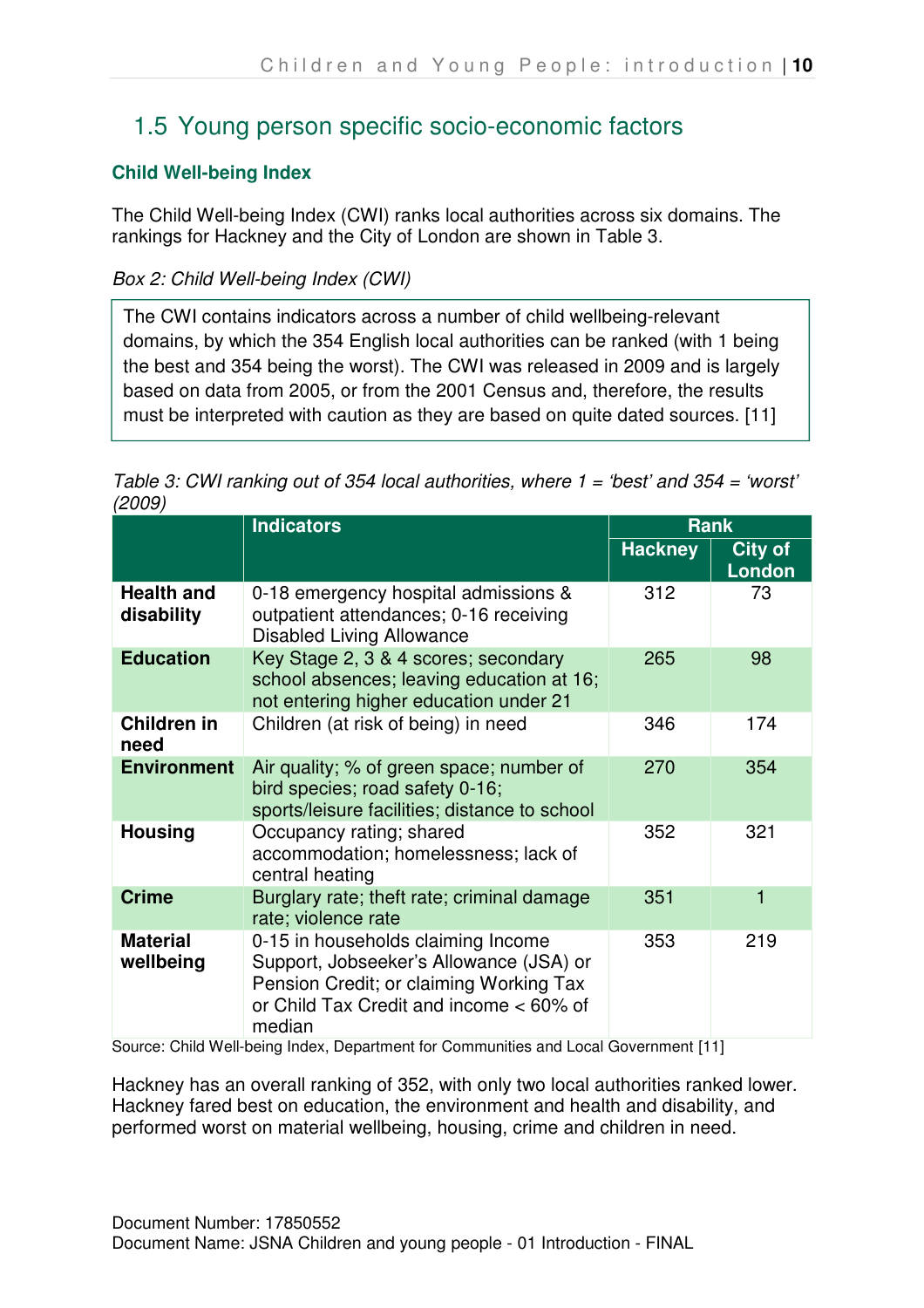## 1.5 Young person specific socio-economic factors

### Child Well-being Index

The Child Well-being Index (CWI) ranks local authorities across six domains. The rankings for Hackney and the City of London are shown in Table 3.

*Box 2: Child Well-being Index (CWI)*

> The CWI contains indicators across a number of child wellbeing-relevant domains, by which the 354 English local authorities can be ranked (with 1 being the best and 354 being the worst). The CWI was released in 2009 and is largely based on data from 2005, or from the 2001 Census and, therefore, the results must be interpreted with caution as they are based on quite dated sources. [11]

*Table 3: CWI ranking out of 354 local authorities, where 1 = 'best' and 354 = 'worst' (2009)*

| | Indicators | Rank | |
|---|---|---|---|
| | | Hackney | City of London |
| **Health and disability** | 0-18 emergency hospital admissions & outpatient attendances; 0-16 receiving Disabled Living Allowance | 312 | 73 |
| **Education** | Key Stage 2, 3 & 4 scores; secondary school absences; leaving education at 16; not entering higher education under 21 | 265 | 98 |
| **Children in need** | Children (at risk of being) in need | 346 | 174 |
| **Environment** | Air quality; % of green space; number of bird species; road safety 0-16; sports/leisure facilities; distance to school | 270 | 354 |
| **Housing** | Occupancy rating; shared accommodation; homelessness; lack of central heating | 352 | 321 |
| **Crime** | Burglary rate; theft rate; criminal damage rate; violence rate | 351 | 1 |
| **Material wellbeing** | 0-15 in households claiming Income Support, Jobseeker's Allowance (JSA) or Pension Credit; or claiming Working Tax or Child Tax Credit and income < 60% of median | 353 | 219 |

Source: Child Well-being Index, Department for Communities and Local Government [11]

Hackney has an overall ranking of 352, with only two local authorities ranked lower. Hackney fared best on education, the environment and health and disability, and performed worst on material wellbeing, housing, crime and children in need.

Document Number: 17850552
Document Name: JSNA Children and young people - 01 Introduction - FINAL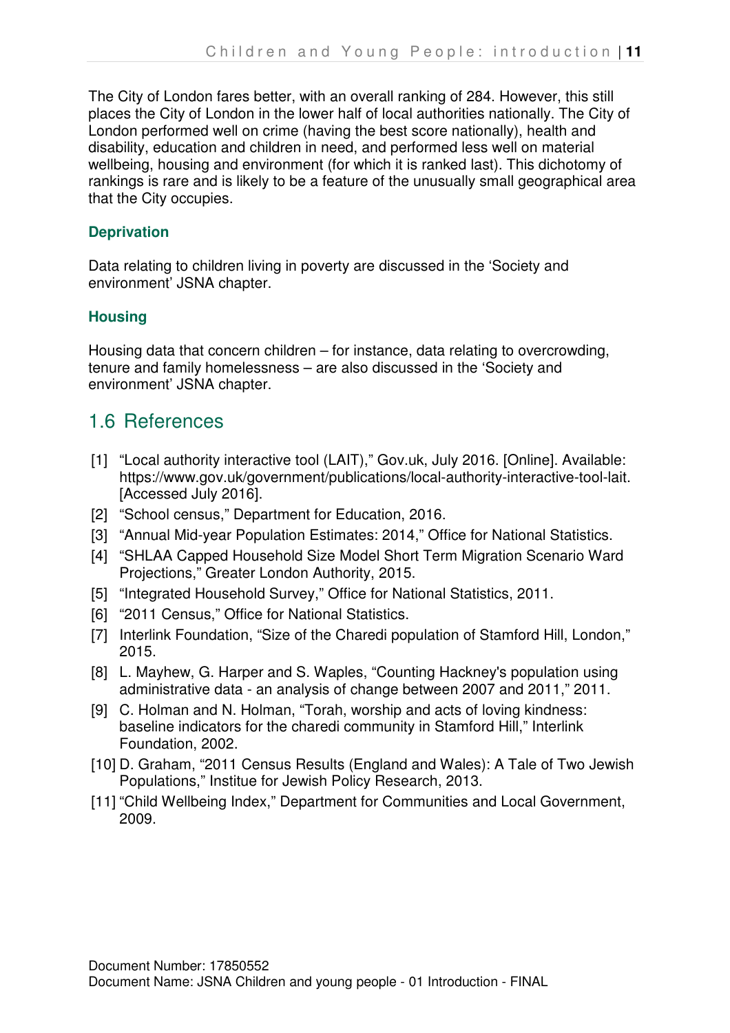The City of London fares better, with an overall ranking of 284. However, this still places the City of London in the lower half of local authorities nationally. The City of London performed well on crime (having the best score nationally), health and disability, education and children in need, and performed less well on material wellbeing, housing and environment (for which it is ranked last). This dichotomy of rankings is rare and is likely to be a feature of the unusually small geographical area that the City occupies.

### Deprivation

Data relating to children living in poverty are discussed in the 'Society and environment' JSNA chapter.

### Housing

Housing data that concern children – for instance, data relating to overcrowding, tenure and family homelessness – are also discussed in the 'Society and environment' JSNA chapter.

## 1.6 References

[1] "Local authority interactive tool (LAIT)," Gov.uk, July 2016. [Online]. Available: https://www.gov.uk/government/publications/local-authority-interactive-tool-lait. [Accessed July 2016].

[2] "School census," Department for Education, 2016.

[3] "Annual Mid-year Population Estimates: 2014," Office for National Statistics.

[4] "SHLAA Capped Household Size Model Short Term Migration Scenario Ward Projections," Greater London Authority, 2015.

[5] "Integrated Household Survey," Office for National Statistics, 2011.

[6] "2011 Census," Office for National Statistics.

[7] Interlink Foundation, "Size of the Charedi population of Stamford Hill, London," 2015.

[8] L. Mayhew, G. Harper and S. Waples, "Counting Hackney's population using administrative data - an analysis of change between 2007 and 2011," 2011.

[9] C. Holman and N. Holman, "Torah, worship and acts of loving kindness: baseline indicators for the charedi community in Stamford Hill," Interlink Foundation, 2002.

[10] D. Graham, "2011 Census Results (England and Wales): A Tale of Two Jewish Populations," Institue for Jewish Policy Research, 2013.

[11] "Child Wellbeing Index," Department for Communities and Local Government, 2009.